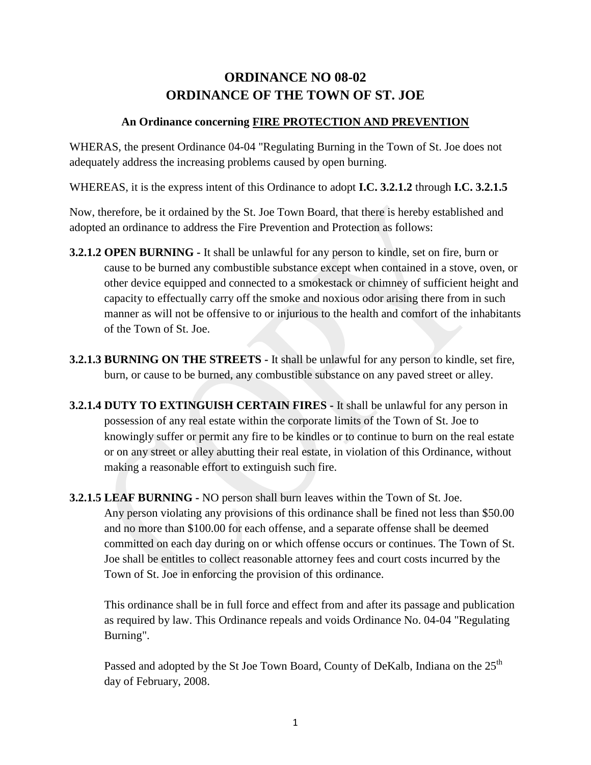# ORDINANCE NO 08-02
# ORDINANCE OF THE TOWN OF ST. JOE

### An Ordinance concerning FIRE PROTECTION AND PREVENTION

WHERAS, the present Ordinance 04-04 "Regulating Burning in the Town of St. Joe does not adequately address the increasing problems caused by open burning.

WHEREAS, it is the express intent of this Ordinance to adopt **I.C. 3.2.1.2** through **I.C. 3.2.1.5**

Now, therefore, be it ordained by the St. Joe Town Board, that there is hereby established and adopted an ordinance to address the Fire Prevention and Protection as follows:

**3.2.1.2 OPEN BURNING -** It shall be unlawful for any person to kindle, set on fire, burn or cause to be burned any combustible substance except when contained in a stove, oven, or other device equipped and connected to a smokestack or chimney of sufficient height and capacity to effectually carry off the smoke and noxious odor arising there from in such manner as will not be offensive to or injurious to the health and comfort of the inhabitants of the Town of St. Joe.

**3.2.1.3 BURNING ON THE STREETS -** It shall be unlawful for any person to kindle, set fire, burn, or cause to be burned, any combustible substance on any paved street or alley.

**3.2.1.4 DUTY TO EXTINGUISH CERTAIN FIRES -** It shall be unlawful for any person in possession of any real estate within the corporate limits of the Town of St. Joe to knowingly suffer or permit any fire to be kindles or to continue to burn on the real estate or on any street or alley abutting their real estate, in violation of this Ordinance, without making a reasonable effort to extinguish such fire.

**3.2.1.5 LEAF BURNING -** NO person shall burn leaves within the Town of St. Joe. Any person violating any provisions of this ordinance shall be fined not less than $50.00 and no more than $100.00 for each offense, and a separate offense shall be deemed committed on each day during on or which offense occurs or continues. The Town of St. Joe shall be entitles to collect reasonable attorney fees and court costs incurred by the Town of St. Joe in enforcing the provision of this ordinance.

This ordinance shall be in full force and effect from and after its passage and publication as required by law. This Ordinance repeals and voids Ordinance No. 04-04 "Regulating Burning".

Passed and adopted by the St Joe Town Board, County of DeKalb, Indiana on the 25th day of February, 2008.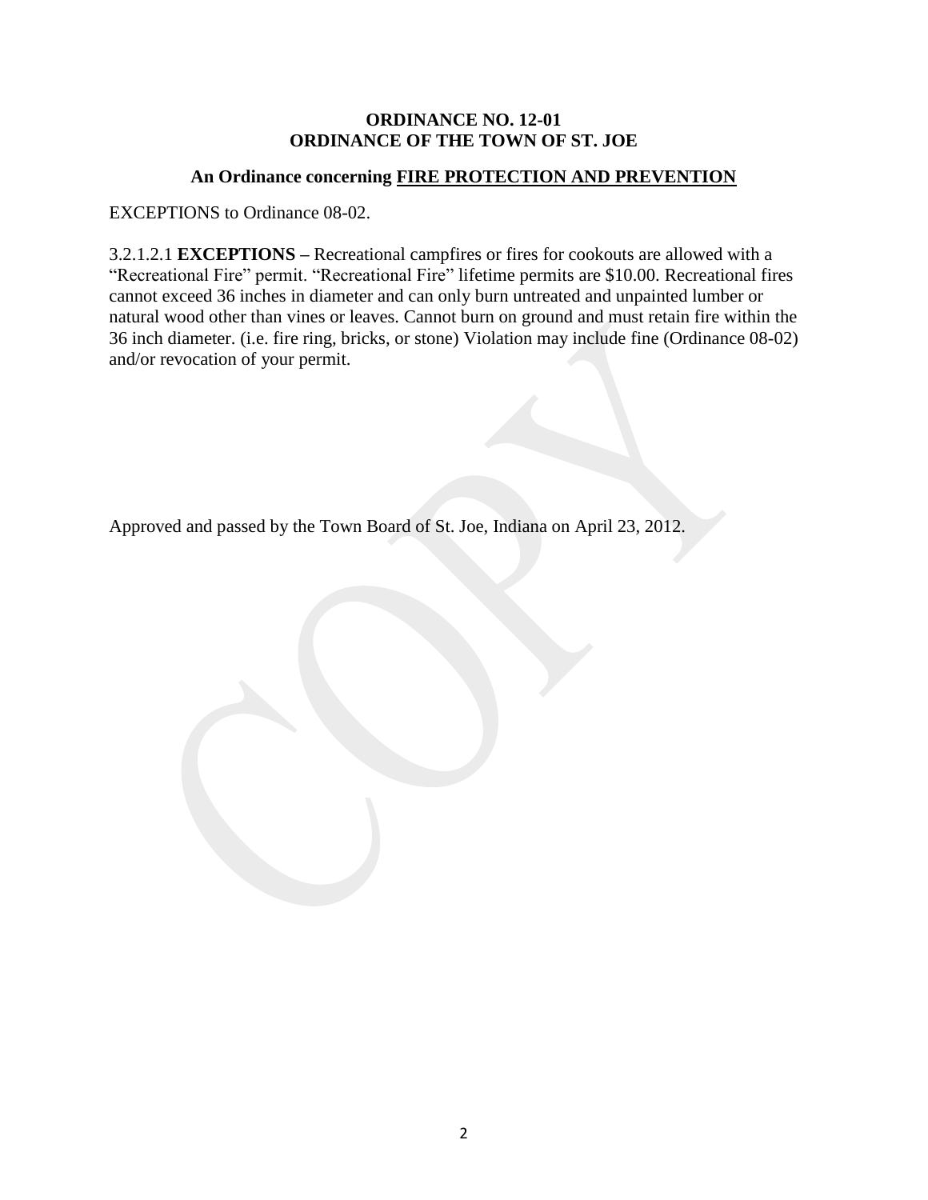**ORDINANCE NO. 12-01**
**ORDINANCE OF THE TOWN OF ST. JOE**

**An Ordinance concerning FIRE PROTECTION AND PREVENTION**

EXCEPTIONS to Ordinance 08-02.

3.2.1.2.1 **EXCEPTIONS –** Recreational campfires or fires for cookouts are allowed with a "Recreational Fire" permit. "Recreational Fire" lifetime permits are $10.00. Recreational fires cannot exceed 36 inches in diameter and can only burn untreated and unpainted lumber or natural wood other than vines or leaves. Cannot burn on ground and must retain fire within the 36 inch diameter. (i.e. fire ring, bricks, or stone) Violation may include fine (Ordinance 08-02) and/or revocation of your permit.

Approved and passed by the Town Board of St. Joe, Indiana on April 23, 2012.